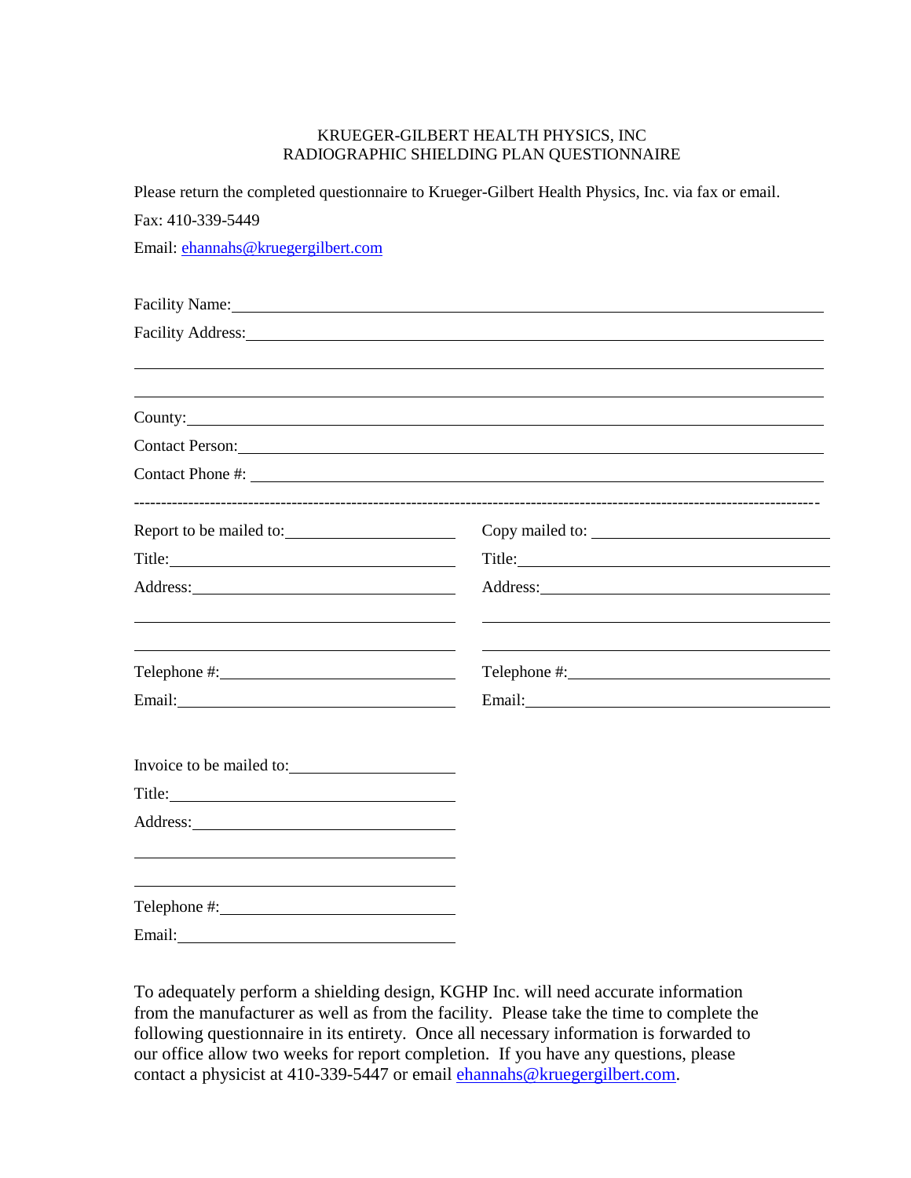KRUEGER-GILBERT HEALTH PHYSICS, INC
RADIOGRAPHIC SHIELDING PLAN QUESTIONNAIRE

Please return the completed questionnaire to Krueger-Gilbert Health Physics, Inc. via fax or email.

Fax: 410-339-5449

Email: ehannahs@kruegergilbert.com

Facility Name: ______________________________________________

Facility Address: ______________________________________________

______________________________________________

______________________________________________

County: ______________________________________________

Contact Person: ______________________________________________

Contact Phone #: ______________________________________________

---

Report to be mailed to: ____________________

Title: ____________________

Address: ____________________

____________________

____________________

Telephone #: ____________________

Email: ____________________

Copy mailed to: ____________________

Title: ____________________

Address: ____________________

____________________

____________________

Telephone #: ____________________

Email: ____________________

Invoice to be mailed to: ____________________

Title: ____________________

Address: ____________________

____________________

____________________

Telephone #: ____________________

Email: ____________________

To adequately perform a shielding design, KGHP Inc. will need accurate information from the manufacturer as well as from the facility. Please take the time to complete the following questionnaire in its entirety. Once all necessary information is forwarded to our office allow two weeks for report completion. If you have any questions, please contact a physicist at 410-339-5447 or email ehannahs@kruegergilbert.com.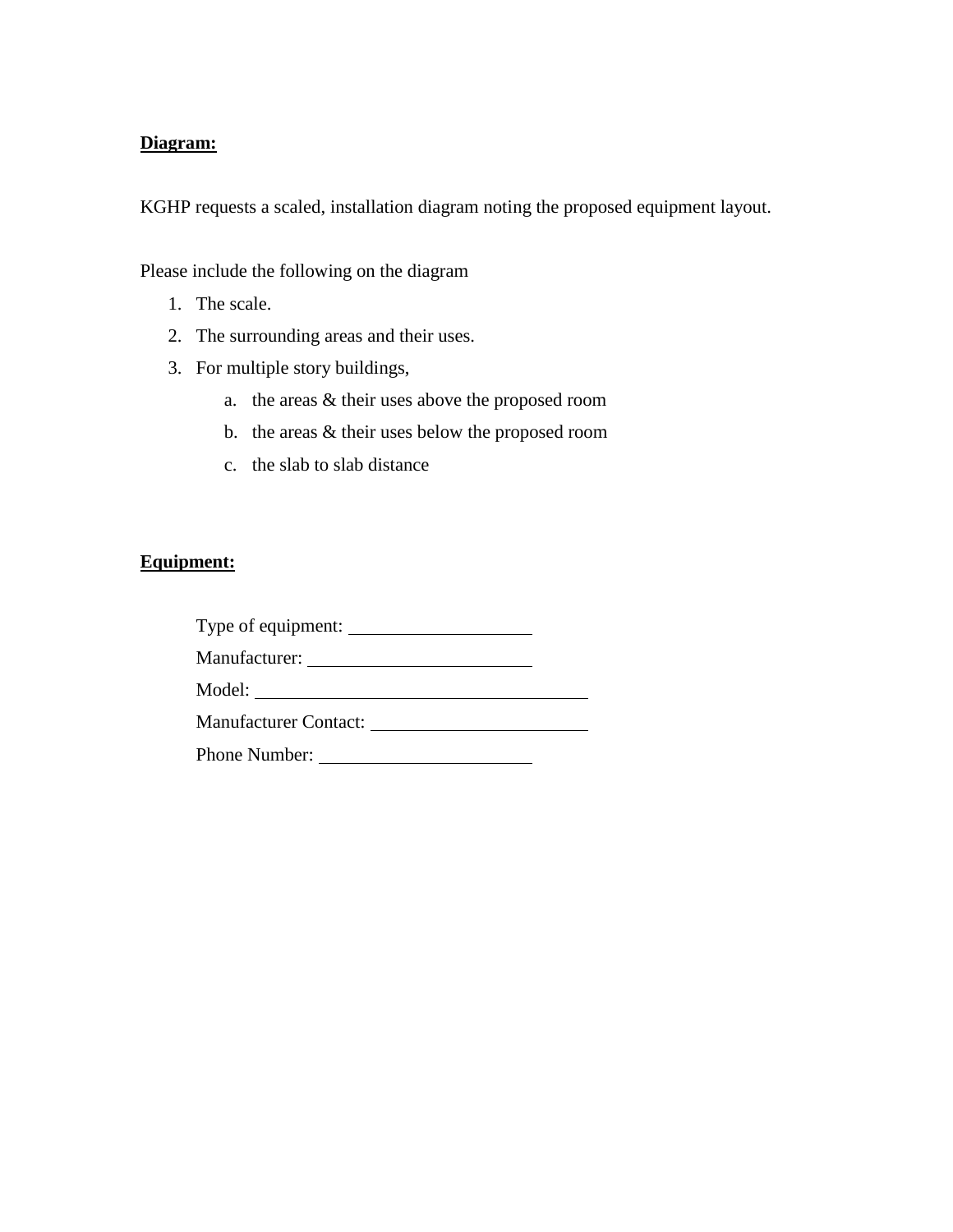**Diagram:**

KGHP requests a scaled, installation diagram noting the proposed equipment layout.

Please include the following on the diagram

1. The scale.
2. The surrounding areas and their uses.
3. For multiple story buildings,
    a. the areas & their uses above the proposed room
    b. the areas & their uses below the proposed room
    c. the slab to slab distance

**Equipment:**

Type of equipment: ____________________

Manufacturer: ________________________

Model: ____________________________________

Manufacturer Contact: ________________________

Phone Number: _______________________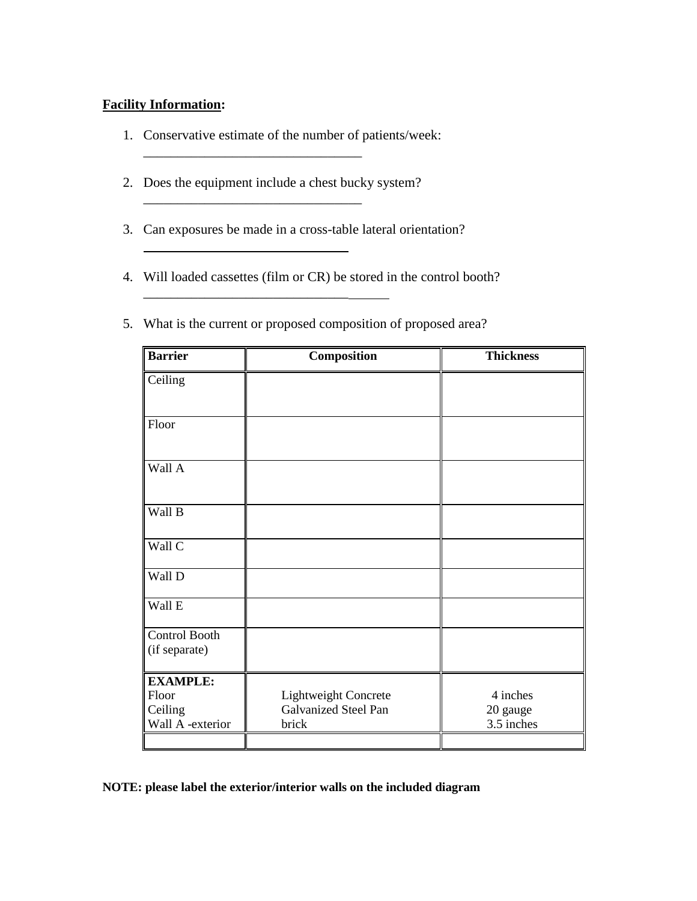**Facility Information:**

1. Conservative estimate of the number of patients/week:
   ________________________________

2. Does the equipment include a chest bucky system?
   ________________________________

3. Can exposures be made in a cross-table lateral orientation?
   ________________________________

4. Will loaded cassettes (film or CR) be stored in the control booth?
   ______________________________________

5. What is the current or proposed composition of proposed area?

| Barrier | Composition | Thickness |
|---|---|---|
| Ceiling | | |
| Floor | | |
| Wall A | | |
| Wall B | | |
| Wall C | | |
| Wall D | | |
| Wall E | | |
| Control Booth (if separate) | | |
| **EXAMPLE:**<br>Floor<br>Ceiling<br>Wall A -exterior | <br>Lightweight Concrete<br>Galvanized Steel Pan<br>brick | <br>4 inches<br>20 gauge<br>3.5 inches |
| | | |

**NOTE: please label the exterior/interior walls on the included diagram**